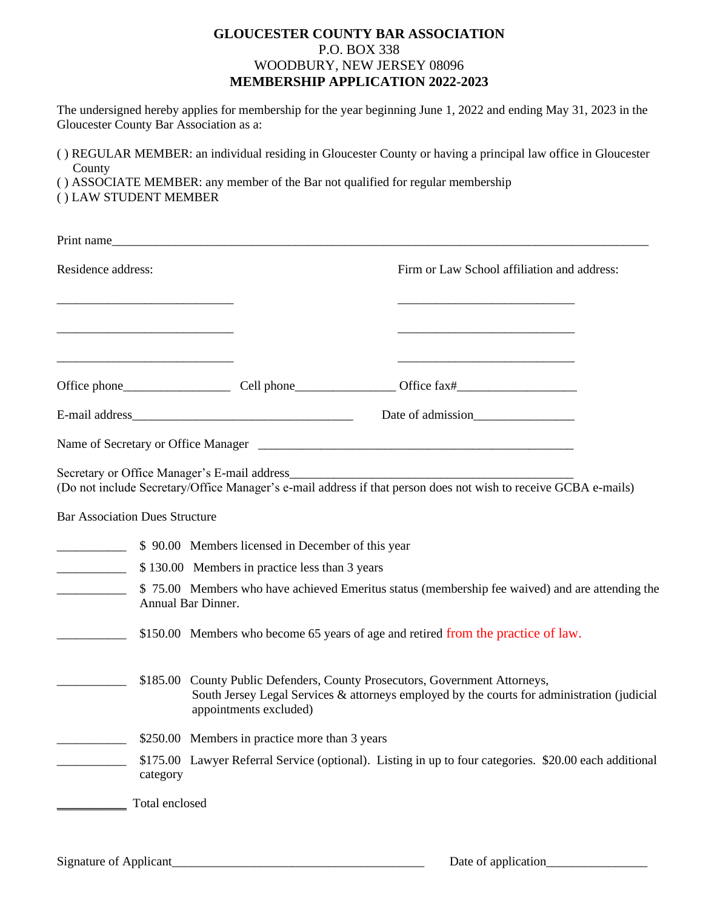**GLOUCESTER COUNTY BAR ASSOCIATION**
P.O. BOX 338
WOODBURY, NEW JERSEY 08096
**MEMBERSHIP APPLICATION 2022-2023**

The undersigned hereby applies for membership for the year beginning June 1, 2022 and ending May 31, 2023 in the Gloucester County Bar Association as a:

( ) REGULAR MEMBER: an individual residing in Gloucester County or having a principal law office in Gloucester County
( ) ASSOCIATE MEMBER: any member of the Bar not qualified for regular membership
( ) LAW STUDENT MEMBER

Print name_______________________________________________________________________________

Residence address:

_____________________________

_____________________________

_____________________________

Firm or Law School affiliation and address:

_____________________________

_____________________________

_____________________________

Office phone_________________ Cell phone________________ Office fax#___________________

E-mail address____________________________________ Date of admission________________

Name of Secretary or Office Manager ____________________________________________________

Secretary or Office Manager's E-mail address_____________________________________________
(Do not include Secretary/Office Manager's e-mail address if that person does not wish to receive GCBA e-mails)

Bar Association Dues Structure

___________ $ 90.00 Members licensed in December of this year

___________ $ 130.00 Members in practice less than 3 years

___________ $ 75.00 Members who have achieved Emeritus status (membership fee waived) and are attending the Annual Bar Dinner.

___________ $150.00 Members who become 65 years of age and retired from the practice of law.

___________ $185.00 County Public Defenders, County Prosecutors, Government Attorneys, South Jersey Legal Services & attorneys employed by the courts for administration (judicial appointments excluded)

___________ $250.00 Members in practice more than 3 years

___________ $175.00 Lawyer Referral Service (optional). Listing in up to four categories. $20.00 each additional category

___________ Total enclosed

Signature of Applicant_________________________________________ Date of application________________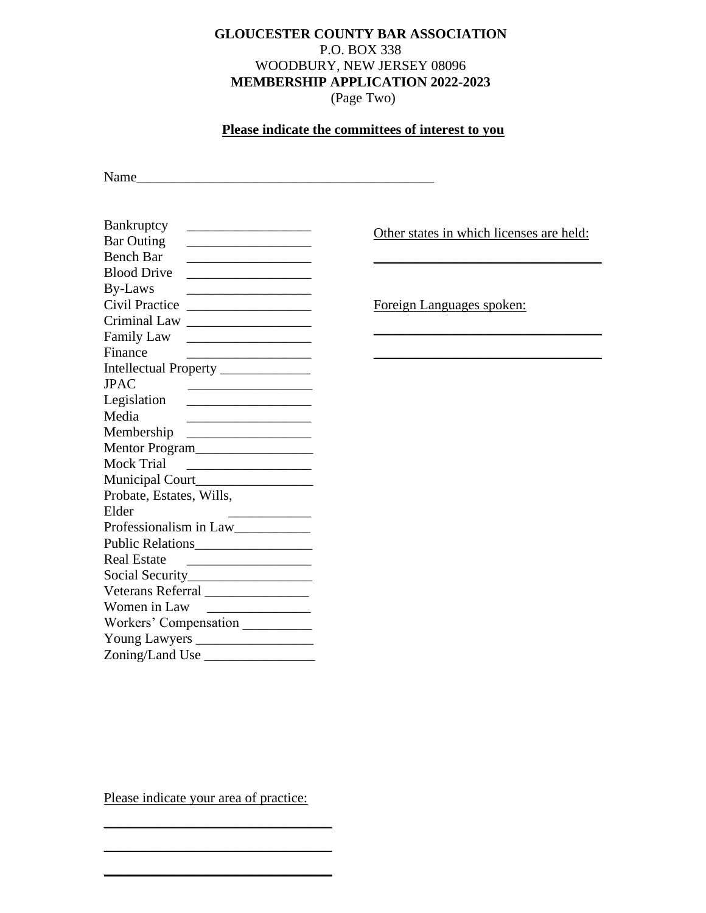**GLOUCESTER COUNTY BAR ASSOCIATION**
P.O. BOX 338
WOODBURY, NEW JERSEY 08096
**MEMBERSHIP APPLICATION 2022-2023**
(Page Two)

**Please indicate the committees of interest to you**

Name___________________________________________

Bankruptcy __________________
Bar Outing __________________
Bench Bar __________________
Blood Drive __________________
By-Laws __________________
Civil Practice __________________
Criminal Law __________________
Family Law __________________
Finance __________________
Intellectual Property _____________
JPAC __________________
Legislation __________________
Media __________________
Membership __________________
Mentor Program_________________
Mock Trial __________________
Municipal Court_________________
Probate, Estates, Wills,
Elder ____________
Professionalism in Law___________
Public Relations_________________
Real Estate __________________
Social Security__________________
Veterans Referral _______________
Women in Law _______________
Workers' Compensation __________
Young Lawyers _________________
Zoning/Land Use ________________

Other states in which licenses are held:

_________________________________

Foreign Languages spoken:

_________________________________

_________________________________

Please indicate your area of practice:

_________________________________

_________________________________

_________________________________